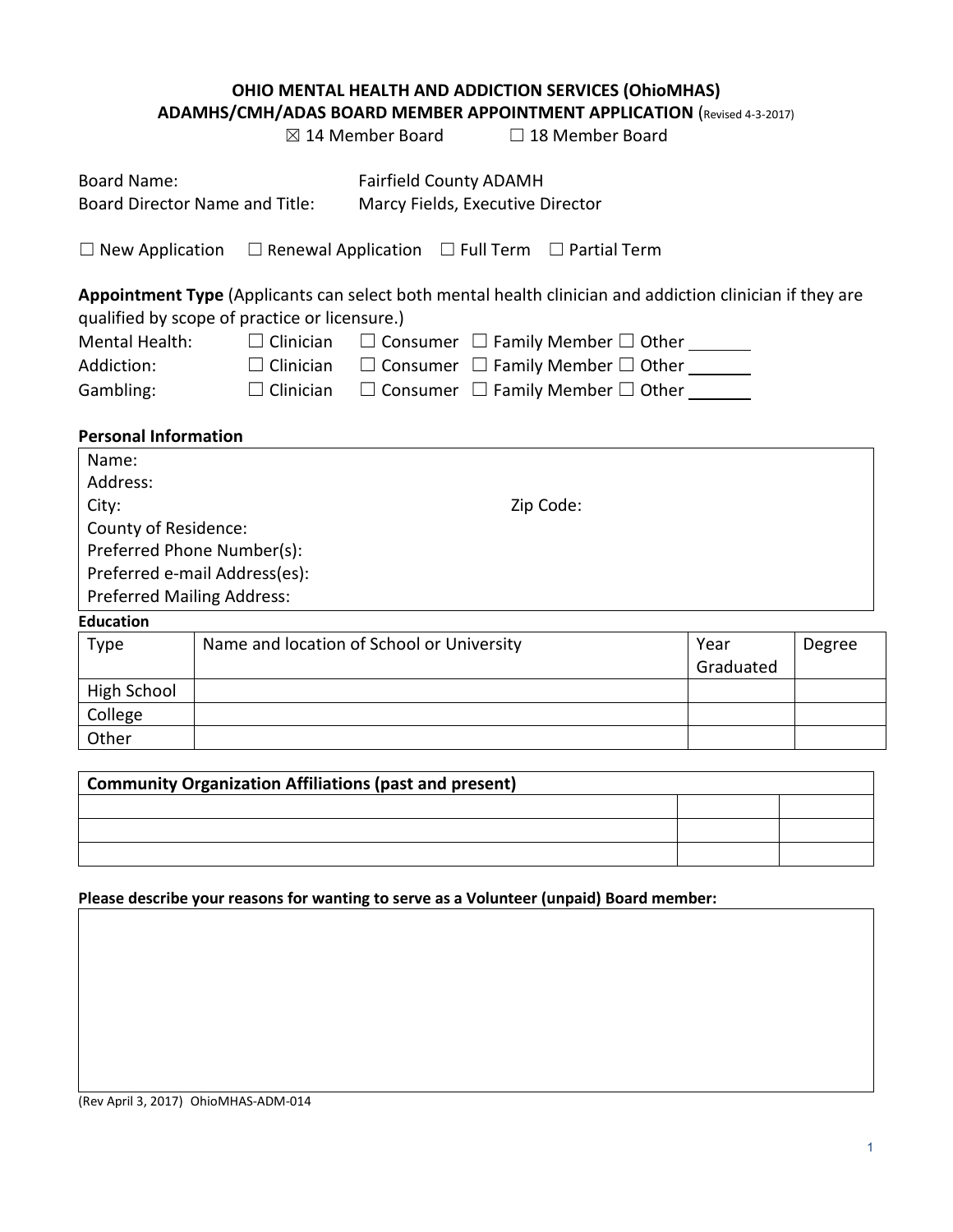# OHIO MENTAL HEALTH AND ADDICTION SERVICES (OhioMHAS)
## ADAMHS/CMH/ADAS BOARD MEMBER APPOINTMENT APPLICATION (Revised 4-3-2017)

☒ 14 Member Board ☐ 18 Member Board

Board Name: Fairfield County ADAMH
Board Director Name and Title: Marcy Fields, Executive Director

☐ New Application ☐ Renewal Application ☐ Full Term ☐ Partial Term

**Appointment Type** (Applicants can select both mental health clinician and addiction clinician if they are qualified by scope of practice or licensure.)

Mental Health: ☐ Clinician ☐ Consumer ☐ Family Member ☐ Other _______
Addiction: ☐ Clinician ☐ Consumer ☐ Family Member ☐ Other _______
Gambling: ☐ Clinician ☐ Consumer ☐ Family Member ☐ Other _______

**Personal Information**

Name:
Address:
City: Zip Code:
County of Residence:
Preferred Phone Number(s):
Preferred e-mail Address(es):
Preferred Mailing Address:

**Education**

| Type | Name and location of School or University | Year Graduated | Degree |
|---|---|---|---|
| High School | | | |
| College | | | |
| Other | | | |

| Community Organization Affiliations (past and present) | | |
|---|---|---|
| | | |
| | | |
| | | |

**Please describe your reasons for wanting to serve as a Volunteer (unpaid) Board member:**

(Rev April 3, 2017) OhioMHAS-ADM-014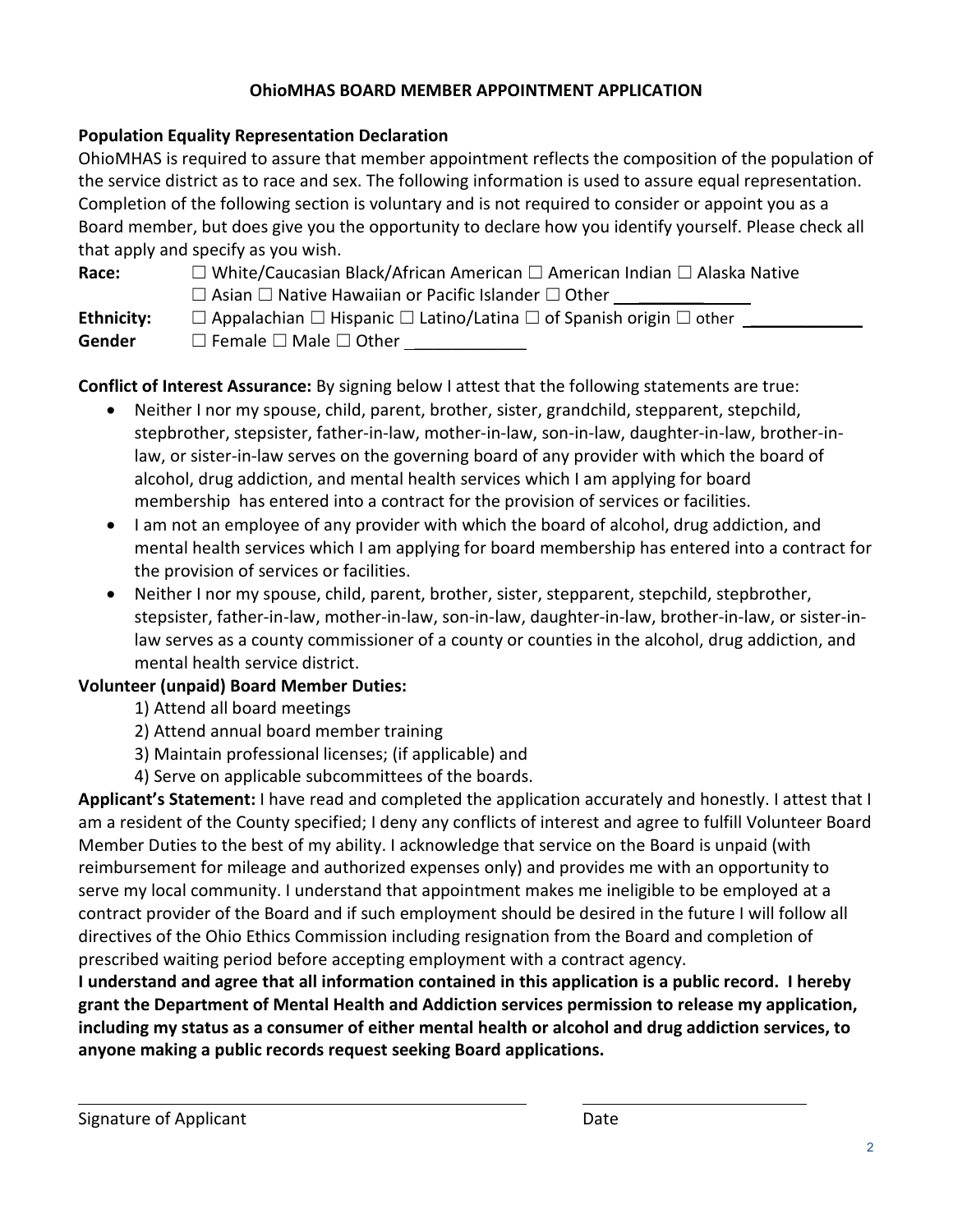**OhioMHAS BOARD MEMBER APPOINTMENT APPLICATION**

**Population Equality Representation Declaration**

OhioMHAS is required to assure that member appointment reflects the composition of the population of the service district as to race and sex. The following information is used to assure equal representation. Completion of the following section is voluntary and is not required to consider or appoint you as a Board member, but does give you the opportunity to declare how you identify yourself. Please check all that apply and specify as you wish.

**Race:** ☐ White/Caucasian Black/African American ☐ American Indian ☐ Alaska Native ☐ Asian ☐ Native Hawaiian or Pacific Islander ☐ Other ______________

**Ethnicity:** ☐ Appalachian ☐ Hispanic ☐ Latino/Latina ☐ of Spanish origin ☐ other ______________

**Gender** ☐ Female ☐ Male ☐ Other ______________

**Conflict of Interest Assurance:** By signing below I attest that the following statements are true:

- Neither I nor my spouse, child, parent, brother, sister, grandchild, stepparent, stepchild, stepbrother, stepsister, father-in-law, mother-in-law, son-in-law, daughter-in-law, brother-in-law, or sister-in-law serves on the governing board of any provider with which the board of alcohol, drug addiction, and mental health services which I am applying for board membership has entered into a contract for the provision of services or facilities.
- I am not an employee of any provider with which the board of alcohol, drug addiction, and mental health services which I am applying for board membership has entered into a contract for the provision of services or facilities.
- Neither I nor my spouse, child, parent, brother, sister, stepparent, stepchild, stepbrother, stepsister, father-in-law, mother-in-law, son-in-law, daughter-in-law, brother-in-law, or sister-in-law serves as a county commissioner of a county or counties in the alcohol, drug addiction, and mental health service district.

**Volunteer (unpaid) Board Member Duties:**

1) Attend all board meetings
2) Attend annual board member training
3) Maintain professional licenses; (if applicable) and
4) Serve on applicable subcommittees of the boards.

**Applicant's Statement:** I have read and completed the application accurately and honestly. I attest that I am a resident of the County specified; I deny any conflicts of interest and agree to fulfill Volunteer Board Member Duties to the best of my ability. I acknowledge that service on the Board is unpaid (with reimbursement for mileage and authorized expenses only) and provides me with an opportunity to serve my local community. I understand that appointment makes me ineligible to be employed at a contract provider of the Board and if such employment should be desired in the future I will follow all directives of the Ohio Ethics Commission including resignation from the Board and completion of prescribed waiting period before accepting employment with a contract agency.

**I understand and agree that all information contained in this application is a public record. I hereby grant the Department of Mental Health and Addiction services permission to release my application, including my status as a consumer of either mental health or alcohol and drug addiction services, to anyone making a public records request seeking Board applications.**

______________________________________ ______________________

Signature of Applicant Date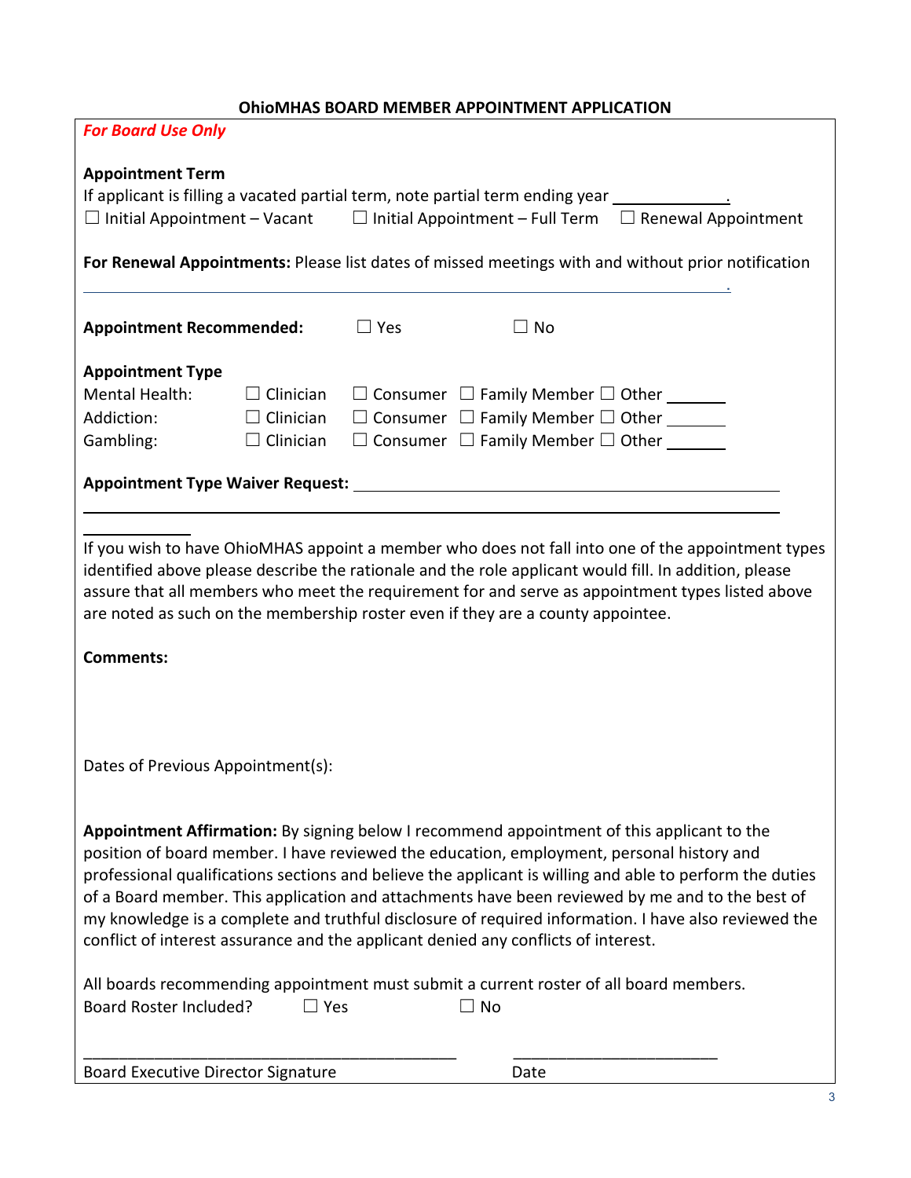**OhioMHAS BOARD MEMBER APPOINTMENT APPLICATION**

***For Board Use Only***

**Appointment Term**

If applicant is filling a vacated partial term, note partial term ending year _____________.

☐ Initial Appointment – Vacant ☐ Initial Appointment – Full Term ☐ Renewal Appointment

**For Renewal Appointments:** Please list dates of missed meetings with and without prior notification

_______________________________________________________________________________.

**Appointment Recommended:** ☐ Yes ☐ No

**Appointment Type**

| | | | | |
|---|---|---|---|---|
| Mental Health: | ☐ Clinician | ☐ Consumer | ☐ Family Member | ☐ Other _______ |
| Addiction: | ☐ Clinician | ☐ Consumer | ☐ Family Member | ☐ Other _______ |
| Gambling: | ☐ Clinician | ☐ Consumer | ☐ Family Member | ☐ Other _______ |

**Appointment Type Waiver Request:** _______________________________________________

_______________________________________________________________________________

If you wish to have OhioMHAS appoint a member who does not fall into one of the appointment types identified above please describe the rationale and the role applicant would fill. In addition, please assure that all members who meet the requirement for and serve as appointment types listed above are noted as such on the membership roster even if they are a county appointee.

**Comments:**

Dates of Previous Appointment(s):

**Appointment Affirmation:** By signing below I recommend appointment of this applicant to the position of board member. I have reviewed the education, employment, personal history and professional qualifications sections and believe the applicant is willing and able to perform the duties of a Board member. This application and attachments have been reviewed by me and to the best of my knowledge is a complete and truthful disclosure of required information. I have also reviewed the conflict of interest assurance and the applicant denied any conflicts of interest.

All boards recommending appointment must submit a current roster of all board members.

Board Roster Included? ☐ Yes ☐ No

_____________________________________________ ________________________

Board Executive Director Signature Date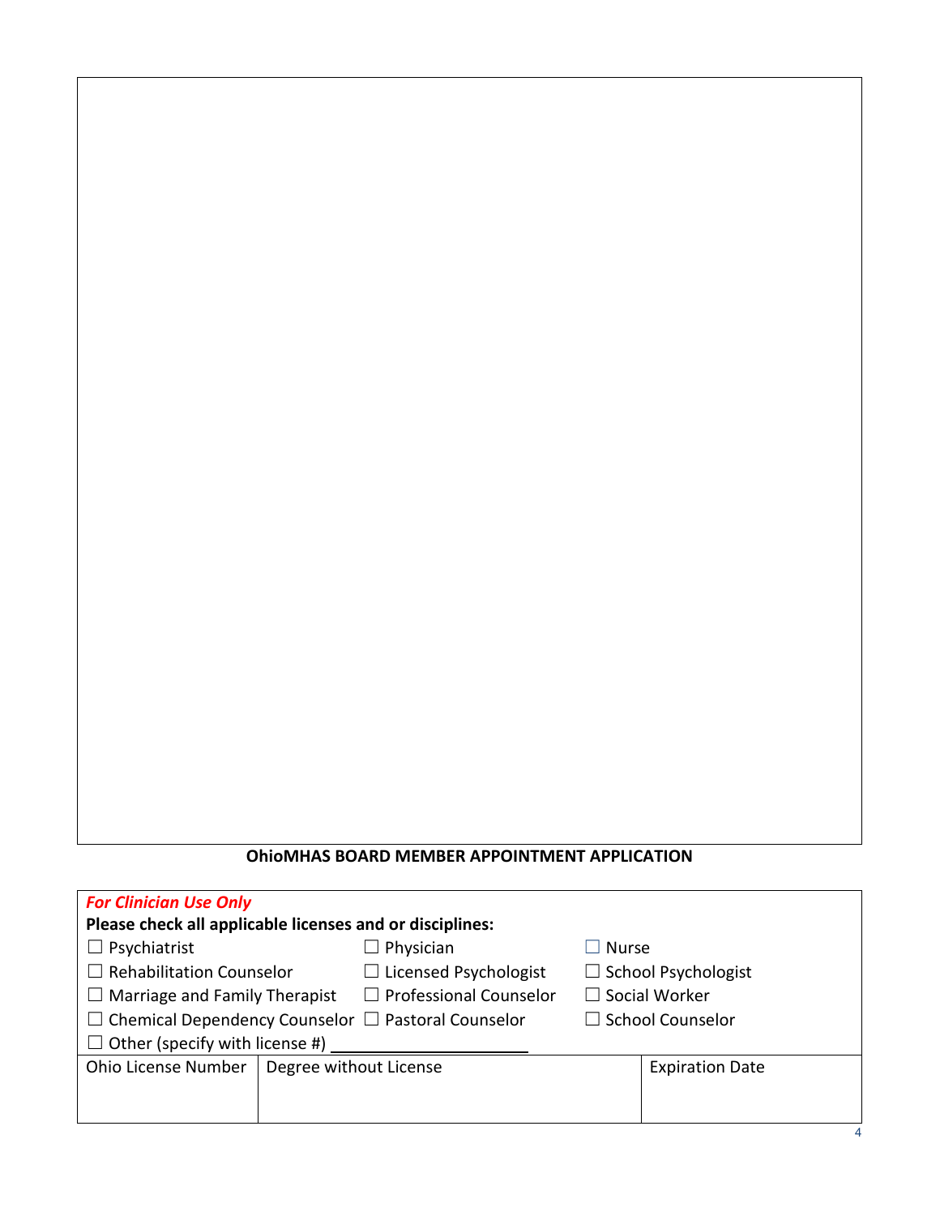**OhioMHAS BOARD MEMBER APPOINTMENT APPLICATION**

***For Clinician Use Only***

**Please check all applicable licenses and or disciplines:**

☐ Psychiatrist ☐ Physician ☐ Nurse

☐ Rehabilitation Counselor ☐ Licensed Psychologist ☐ School Psychologist

☐ Marriage and Family Therapist ☐ Professional Counselor ☐ Social Worker

☐ Chemical Dependency Counselor ☐ Pastoral Counselor ☐ School Counselor

☐ Other (specify with license #) ____________________

| Ohio License Number | Degree without License | Expiration Date |
|---|---|---|
| | | |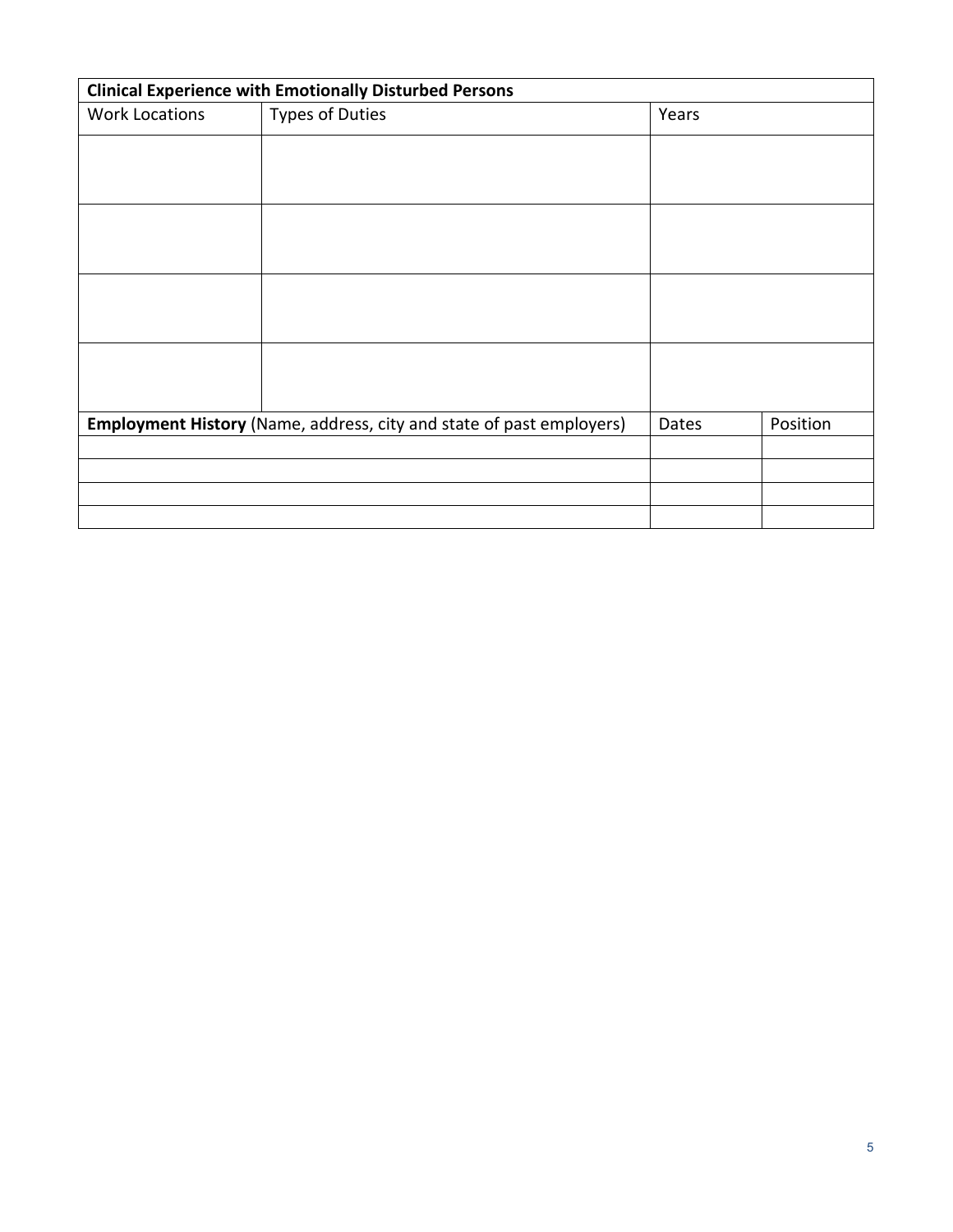| Clinical Experience with Emotionally Disturbed Persons | | | |
|---|---|---|---|
| Work Locations | Types of Duties | Years | |
| | | | |
| | | | |
| | | | |
| | | | |
| **Employment History** (Name, address, city and state of past employers) | | Dates | Position |
| | | | |
| | | | |
| | | | |
| | | | |